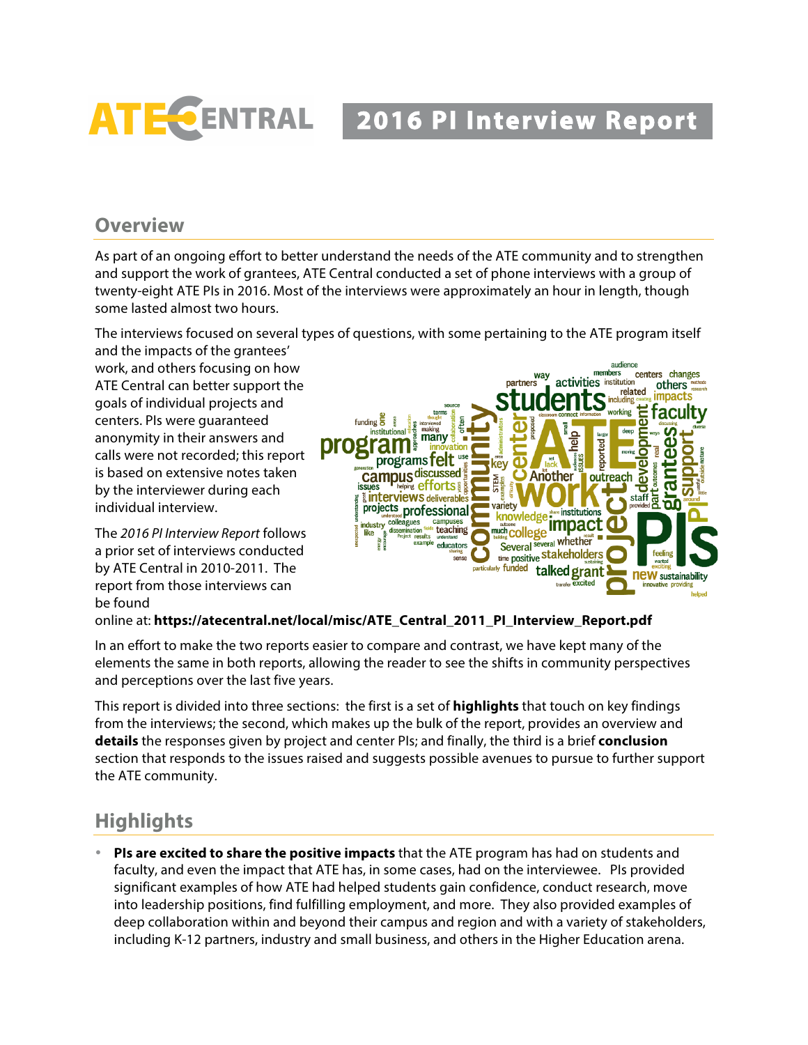# ATE CENTRAL 2016 PI Interview Report

## Overview

As part of an ongoing effort to better understand the needs of the ATE community and to strengthen and support the work of grantees, ATE Central conducted a set of phone interviews with a group of twenty-eight ATE PIs in 2016. Most of the interviews were approximately an hour in length, though some lasted almost two hours.

The interviews focused on several types of questions, with some pertaining to the ATE program itself and the impacts of the grantees' work, and others focusing on how ATE Central can better support the goals of individual projects and centers. PIs were guaranteed anonymity in their answers and calls were not recorded; this report is based on extensive notes taken by the interviewer during each individual interview.

The *2016 PI Interview Report* follows a prior set of interviews conducted by ATE Central in 2010-2011. The report from those interviews can be found online at: **https://atecentral.net/local/misc/ATE_Central_2011_PI_Interview_Report.pdf**

In an effort to make the two reports easier to compare and contrast, we have kept many of the elements the same in both reports, allowing the reader to see the shifts in community perspectives and perceptions over the last five years.

This report is divided into three sections: the first is a set of **highlights** that touch on key findings from the interviews; the second, which makes up the bulk of the report, provides an overview and **details** the responses given by project and center PIs; and finally, the third is a brief **conclusion** section that responds to the issues raised and suggests possible avenues to pursue to further support the ATE community.

## Highlights

- **PIs are excited to share the positive impacts** that the ATE program has had on students and faculty, and even the impact that ATE has, in some cases, had on the interviewee. PIs provided significant examples of how ATE had helped students gain confidence, conduct research, move into leadership positions, find fulfilling employment, and more. They also provided examples of deep collaboration within and beyond their campus and region and with a variety of stakeholders, including K-12 partners, industry and small business, and others in the Higher Education arena.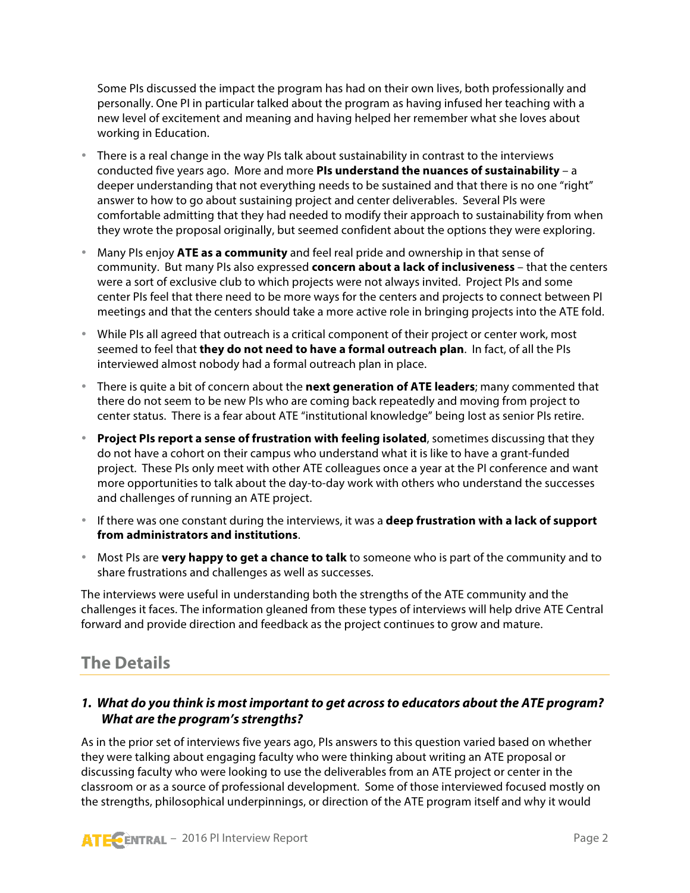Some PIs discussed the impact the program has had on their own lives, both professionally and personally. One PI in particular talked about the program as having infused her teaching with a new level of excitement and meaning and having helped her remember what she loves about working in Education.

- There is a real change in the way PIs talk about sustainability in contrast to the interviews conducted five years ago. More and more **PIs understand the nuances of sustainability** – a deeper understanding that not everything needs to be sustained and that there is no one "right" answer to how to go about sustaining project and center deliverables. Several PIs were comfortable admitting that they had needed to modify their approach to sustainability from when they wrote the proposal originally, but seemed confident about the options they were exploring.
- Many PIs enjoy **ATE as a community** and feel real pride and ownership in that sense of community. But many PIs also expressed **concern about a lack of inclusiveness** – that the centers were a sort of exclusive club to which projects were not always invited. Project PIs and some center PIs feel that there need to be more ways for the centers and projects to connect between PI meetings and that the centers should take a more active role in bringing projects into the ATE fold.
- While PIs all agreed that outreach is a critical component of their project or center work, most seemed to feel that **they do not need to have a formal outreach plan**. In fact, of all the PIs interviewed almost nobody had a formal outreach plan in place.
- There is quite a bit of concern about the **next generation of ATE leaders**; many commented that there do not seem to be new PIs who are coming back repeatedly and moving from project to center status. There is a fear about ATE "institutional knowledge" being lost as senior PIs retire.
- **Project PIs report a sense of frustration with feeling isolated**, sometimes discussing that they do not have a cohort on their campus who understand what it is like to have a grant-funded project. These PIs only meet with other ATE colleagues once a year at the PI conference and want more opportunities to talk about the day-to-day work with others who understand the successes and challenges of running an ATE project.
- If there was one constant during the interviews, it was a **deep frustration with a lack of support from administrators and institutions**.
- Most PIs are **very happy to get a chance to talk** to someone who is part of the community and to share frustrations and challenges as well as successes.

The interviews were useful in understanding both the strengths of the ATE community and the challenges it faces. The information gleaned from these types of interviews will help drive ATE Central forward and provide direction and feedback as the project continues to grow and mature.

## The Details

### 1. *What do you think is most important to get across to educators about the ATE program? What are the program's strengths?*

As in the prior set of interviews five years ago, PIs answers to this question varied based on whether they were talking about engaging faculty who were thinking about writing an ATE proposal or discussing faculty who were looking to use the deliverables from an ATE project or center in the classroom or as a source of professional development. Some of those interviewed focused mostly on the strengths, philosophical underpinnings, or direction of the ATE program itself and why it would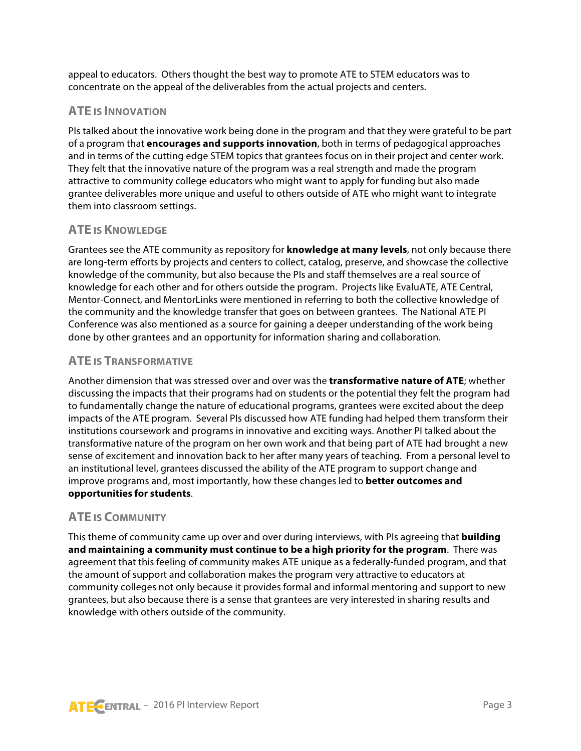appeal to educators. Others thought the best way to promote ATE to STEM educators was to concentrate on the appeal of the deliverables from the actual projects and centers.

### ATE is Innovation

PIs talked about the innovative work being done in the program and that they were grateful to be part of a program that **encourages and supports innovation**, both in terms of pedagogical approaches and in terms of the cutting edge STEM topics that grantees focus on in their project and center work. They felt that the innovative nature of the program was a real strength and made the program attractive to community college educators who might want to apply for funding but also made grantee deliverables more unique and useful to others outside of ATE who might want to integrate them into classroom settings.

### ATE is Knowledge

Grantees see the ATE community as repository for **knowledge at many levels**, not only because there are long-term efforts by projects and centers to collect, catalog, preserve, and showcase the collective knowledge of the community, but also because the PIs and staff themselves are a real source of knowledge for each other and for others outside the program. Projects like EvaluATE, ATE Central, Mentor-Connect, and MentorLinks were mentioned in referring to both the collective knowledge of the community and the knowledge transfer that goes on between grantees. The National ATE PI Conference was also mentioned as a source for gaining a deeper understanding of the work being done by other grantees and an opportunity for information sharing and collaboration.

### ATE is Transformative

Another dimension that was stressed over and over was the **transformative nature of ATE**; whether discussing the impacts that their programs had on students or the potential they felt the program had to fundamentally change the nature of educational programs, grantees were excited about the deep impacts of the ATE program. Several PIs discussed how ATE funding had helped them transform their institutions coursework and programs in innovative and exciting ways. Another PI talked about the transformative nature of the program on her own work and that being part of ATE had brought a new sense of excitement and innovation back to her after many years of teaching. From a personal level to an institutional level, grantees discussed the ability of the ATE program to support change and improve programs and, most importantly, how these changes led to **better outcomes and opportunities for students**.

### ATE is Community

This theme of community came up over and over during interviews, with PIs agreeing that **building and maintaining a community must continue to be a high priority for the program**. There was agreement that this feeling of community makes ATE unique as a federally-funded program, and that the amount of support and collaboration makes the program very attractive to educators at community colleges not only because it provides formal and informal mentoring and support to new grantees, but also because there is a sense that grantees are very interested in sharing results and knowledge with others outside of the community.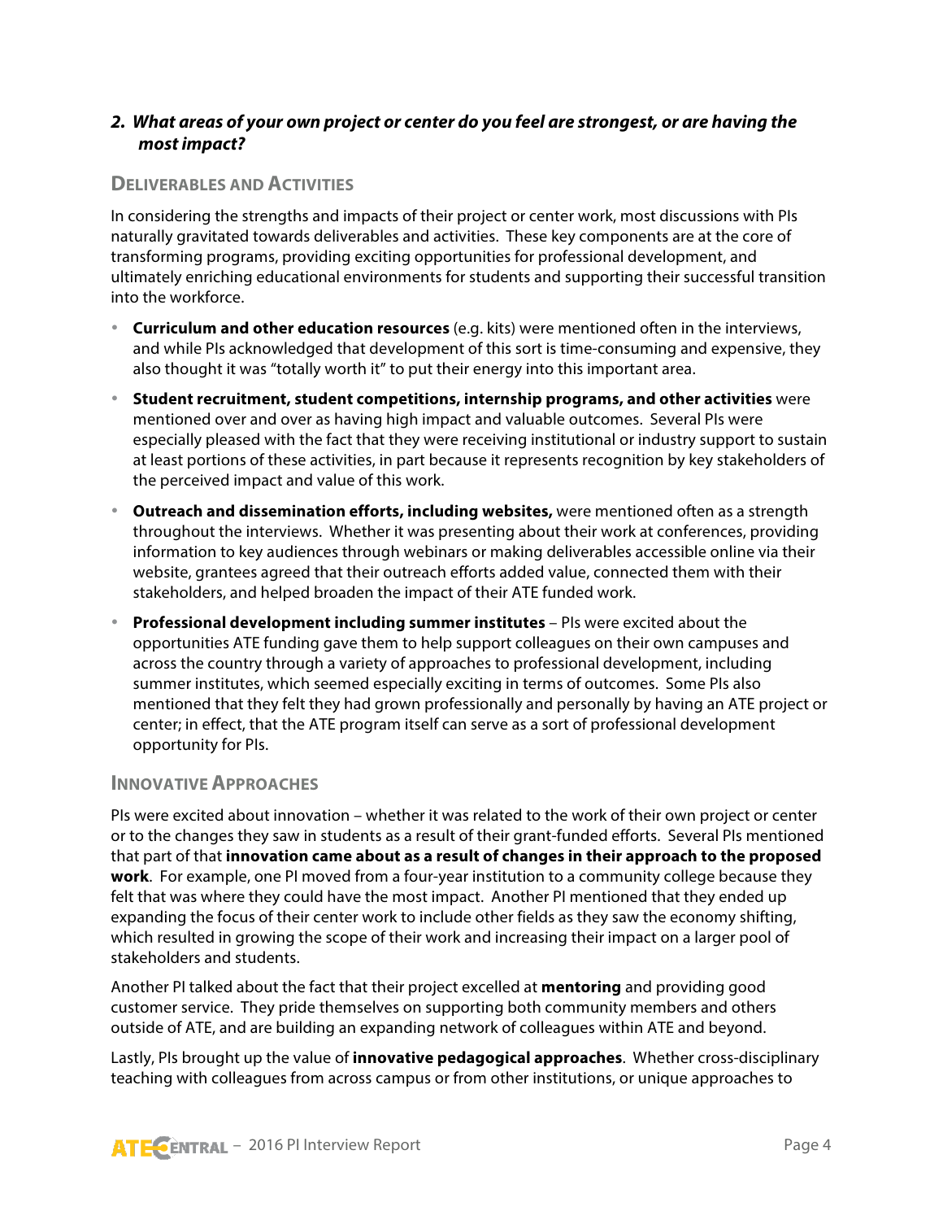### 2. *What areas of your own project or center do you feel are strongest, or are having the most impact?*

#### Deliverables and Activities

In considering the strengths and impacts of their project or center work, most discussions with PIs naturally gravitated towards deliverables and activities. These key components are at the core of transforming programs, providing exciting opportunities for professional development, and ultimately enriching educational environments for students and supporting their successful transition into the workforce.

- **Curriculum and other education resources** (e.g. kits) were mentioned often in the interviews, and while PIs acknowledged that development of this sort is time-consuming and expensive, they also thought it was "totally worth it" to put their energy into this important area.
- **Student recruitment, student competitions, internship programs, and other activities** were mentioned over and over as having high impact and valuable outcomes. Several PIs were especially pleased with the fact that they were receiving institutional or industry support to sustain at least portions of these activities, in part because it represents recognition by key stakeholders of the perceived impact and value of this work.
- **Outreach and dissemination efforts, including websites,** were mentioned often as a strength throughout the interviews. Whether it was presenting about their work at conferences, providing information to key audiences through webinars or making deliverables accessible online via their website, grantees agreed that their outreach efforts added value, connected them with their stakeholders, and helped broaden the impact of their ATE funded work.
- **Professional development including summer institutes** – PIs were excited about the opportunities ATE funding gave them to help support colleagues on their own campuses and across the country through a variety of approaches to professional development, including summer institutes, which seemed especially exciting in terms of outcomes. Some PIs also mentioned that they felt they had grown professionally and personally by having an ATE project or center; in effect, that the ATE program itself can serve as a sort of professional development opportunity for PIs.

#### Innovative Approaches

PIs were excited about innovation – whether it was related to the work of their own project or center or to the changes they saw in students as a result of their grant-funded efforts. Several PIs mentioned that part of that **innovation came about as a result of changes in their approach to the proposed work**. For example, one PI moved from a four-year institution to a community college because they felt that was where they could have the most impact. Another PI mentioned that they ended up expanding the focus of their center work to include other fields as they saw the economy shifting, which resulted in growing the scope of their work and increasing their impact on a larger pool of stakeholders and students.

Another PI talked about the fact that their project excelled at **mentoring** and providing good customer service. They pride themselves on supporting both community members and others outside of ATE, and are building an expanding network of colleagues within ATE and beyond.

Lastly, PIs brought up the value of **innovative pedagogical approaches**. Whether cross-disciplinary teaching with colleagues from across campus or from other institutions, or unique approaches to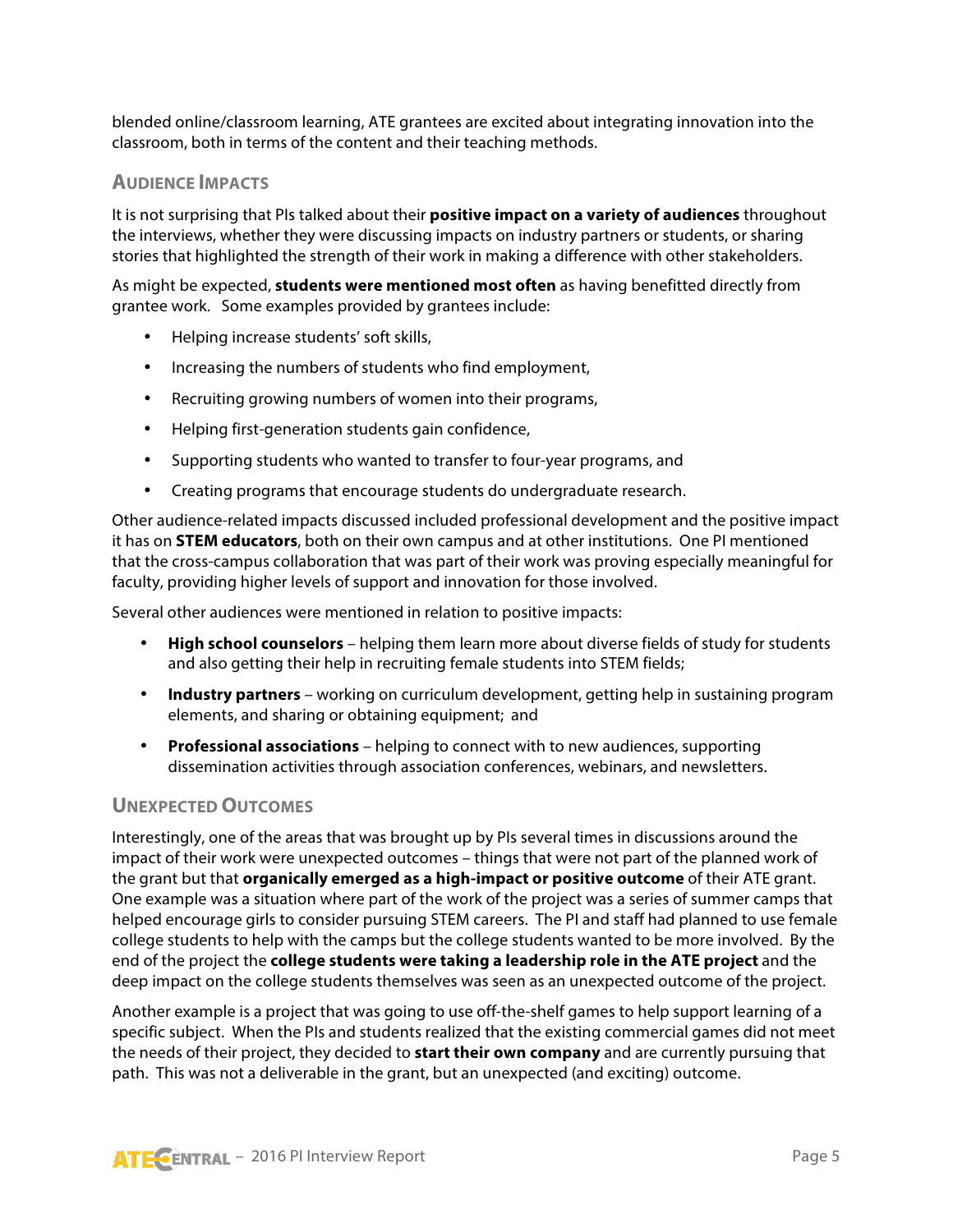blended online/classroom learning, ATE grantees are excited about integrating innovation into the classroom, both in terms of the content and their teaching methods.

### Audience Impacts

It is not surprising that PIs talked about their **positive impact on a variety of audiences** throughout the interviews, whether they were discussing impacts on industry partners or students, or sharing stories that highlighted the strength of their work in making a difference with other stakeholders.

As might be expected, **students were mentioned most often** as having benefitted directly from grantee work. Some examples provided by grantees include:

- Helping increase students' soft skills,
- Increasing the numbers of students who find employment,
- Recruiting growing numbers of women into their programs,
- Helping first-generation students gain confidence,
- Supporting students who wanted to transfer to four-year programs, and
- Creating programs that encourage students do undergraduate research.

Other audience-related impacts discussed included professional development and the positive impact it has on **STEM educators**, both on their own campus and at other institutions. One PI mentioned that the cross-campus collaboration that was part of their work was proving especially meaningful for faculty, providing higher levels of support and innovation for those involved.

Several other audiences were mentioned in relation to positive impacts:

- **High school counselors** – helping them learn more about diverse fields of study for students and also getting their help in recruiting female students into STEM fields;
- **Industry partners** – working on curriculum development, getting help in sustaining program elements, and sharing or obtaining equipment; and
- **Professional associations** – helping to connect with to new audiences, supporting dissemination activities through association conferences, webinars, and newsletters.

### Unexpected Outcomes

Interestingly, one of the areas that was brought up by PIs several times in discussions around the impact of their work were unexpected outcomes – things that were not part of the planned work of the grant but that **organically emerged as a high-impact or positive outcome** of their ATE grant. One example was a situation where part of the work of the project was a series of summer camps that helped encourage girls to consider pursuing STEM careers. The PI and staff had planned to use female college students to help with the camps but the college students wanted to be more involved. By the end of the project the **college students were taking a leadership role in the ATE project** and the deep impact on the college students themselves was seen as an unexpected outcome of the project.

Another example is a project that was going to use off-the-shelf games to help support learning of a specific subject. When the PIs and students realized that the existing commercial games did not meet the needs of their project, they decided to **start their own company** and are currently pursuing that path. This was not a deliverable in the grant, but an unexpected (and exciting) outcome.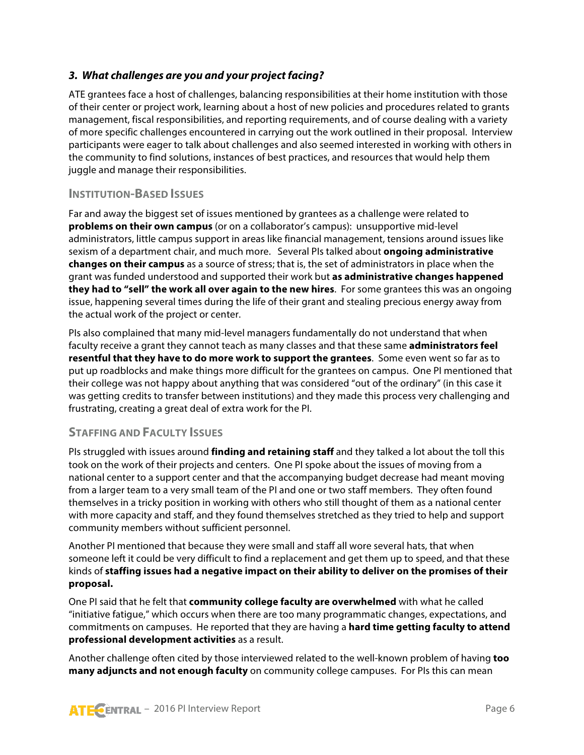### *3. What challenges are you and your project facing?*

ATE grantees face a host of challenges, balancing responsibilities at their home institution with those of their center or project work, learning about a host of new policies and procedures related to grants management, fiscal responsibilities, and reporting requirements, and of course dealing with a variety of more specific challenges encountered in carrying out the work outlined in their proposal. Interview participants were eager to talk about challenges and also seemed interested in working with others in the community to find solutions, instances of best practices, and resources that would help them juggle and manage their responsibilities.

#### Institution-Based Issues

Far and away the biggest set of issues mentioned by grantees as a challenge were related to **problems on their own campus** (or on a collaborator's campus): unsupportive mid-level administrators, little campus support in areas like financial management, tensions around issues like sexism of a department chair, and much more. Several PIs talked about **ongoing administrative changes on their campus** as a source of stress; that is, the set of administrators in place when the grant was funded understood and supported their work but **as administrative changes happened they had to "sell" the work all over again to the new hires**. For some grantees this was an ongoing issue, happening several times during the life of their grant and stealing precious energy away from the actual work of the project or center.

PIs also complained that many mid-level managers fundamentally do not understand that when faculty receive a grant they cannot teach as many classes and that these same **administrators feel resentful that they have to do more work to support the grantees**. Some even went so far as to put up roadblocks and make things more difficult for the grantees on campus. One PI mentioned that their college was not happy about anything that was considered "out of the ordinary" (in this case it was getting credits to transfer between institutions) and they made this process very challenging and frustrating, creating a great deal of extra work for the PI.

#### Staffing and Faculty Issues

PIs struggled with issues around **finding and retaining staff** and they talked a lot about the toll this took on the work of their projects and centers. One PI spoke about the issues of moving from a national center to a support center and that the accompanying budget decrease had meant moving from a larger team to a very small team of the PI and one or two staff members. They often found themselves in a tricky position in working with others who still thought of them as a national center with more capacity and staff, and they found themselves stretched as they tried to help and support community members without sufficient personnel.

Another PI mentioned that because they were small and staff all wore several hats, that when someone left it could be very difficult to find a replacement and get them up to speed, and that these kinds of **staffing issues had a negative impact on their ability to deliver on the promises of their proposal.**

One PI said that he felt that **community college faculty are overwhelmed** with what he called "initiative fatigue," which occurs when there are too many programmatic changes, expectations, and commitments on campuses. He reported that they are having a **hard time getting faculty to attend professional development activities** as a result.

Another challenge often cited by those interviewed related to the well-known problem of having **too many adjuncts and not enough faculty** on community college campuses. For PIs this can mean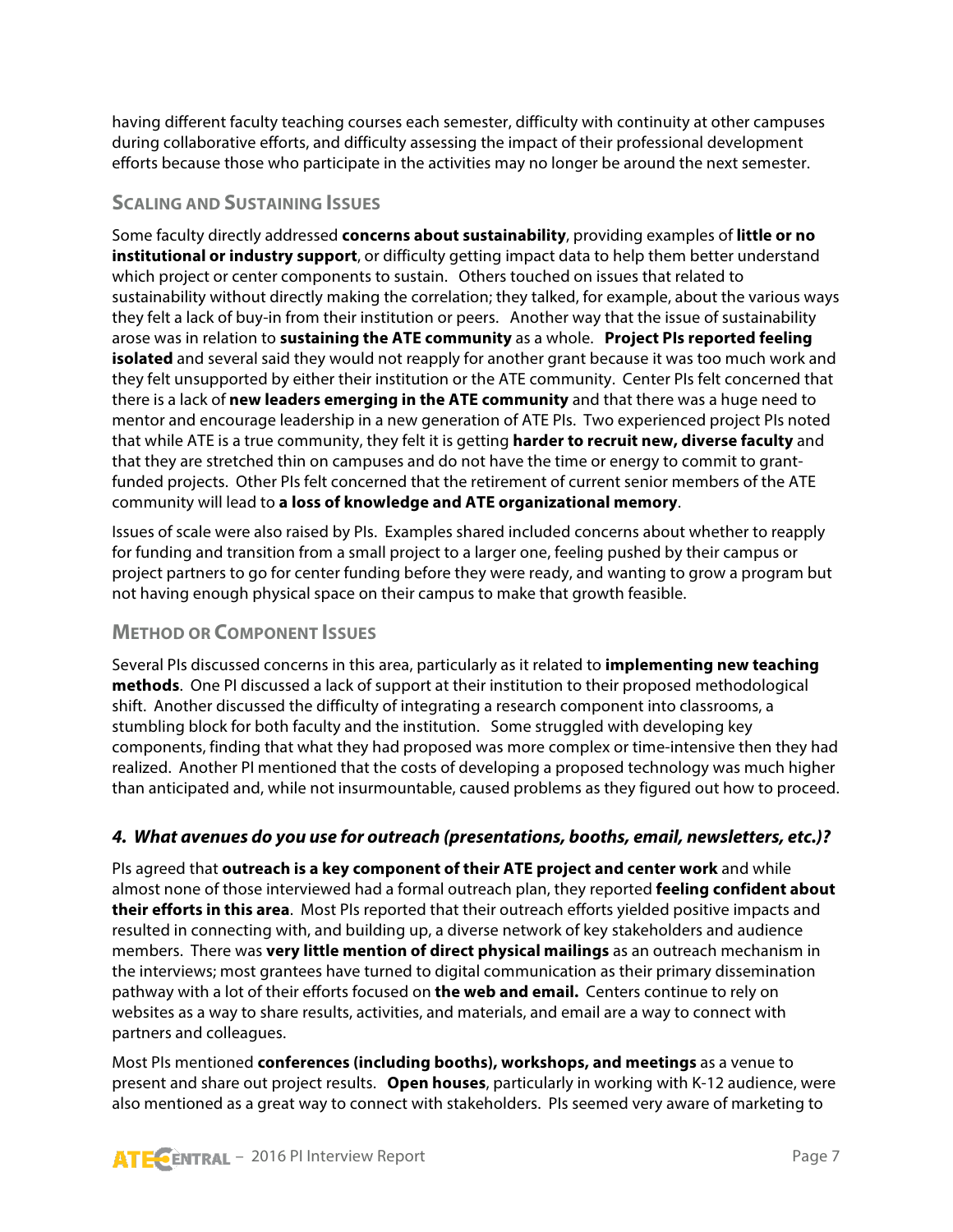having different faculty teaching courses each semester, difficulty with continuity at other campuses during collaborative efforts, and difficulty assessing the impact of their professional development efforts because those who participate in the activities may no longer be around the next semester.

### Scaling and Sustaining Issues

Some faculty directly addressed **concerns about sustainability**, providing examples of **little or no institutional or industry support**, or difficulty getting impact data to help them better understand which project or center components to sustain. Others touched on issues that related to sustainability without directly making the correlation; they talked, for example, about the various ways they felt a lack of buy-in from their institution or peers. Another way that the issue of sustainability arose was in relation to **sustaining the ATE community** as a whole. **Project PIs reported feeling isolated** and several said they would not reapply for another grant because it was too much work and they felt unsupported by either their institution or the ATE community. Center PIs felt concerned that there is a lack of **new leaders emerging in the ATE community** and that there was a huge need to mentor and encourage leadership in a new generation of ATE PIs. Two experienced project PIs noted that while ATE is a true community, they felt it is getting **harder to recruit new, diverse faculty** and that they are stretched thin on campuses and do not have the time or energy to commit to grant-funded projects. Other PIs felt concerned that the retirement of current senior members of the ATE community will lead to **a loss of knowledge and ATE organizational memory**.

Issues of scale were also raised by PIs. Examples shared included concerns about whether to reapply for funding and transition from a small project to a larger one, feeling pushed by their campus or project partners to go for center funding before they were ready, and wanting to grow a program but not having enough physical space on their campus to make that growth feasible.

### Method or Component Issues

Several PIs discussed concerns in this area, particularly as it related to **implementing new teaching methods**. One PI discussed a lack of support at their institution to their proposed methodological shift. Another discussed the difficulty of integrating a research component into classrooms, a stumbling block for both faculty and the institution. Some struggled with developing key components, finding that what they had proposed was more complex or time-intensive then they had realized. Another PI mentioned that the costs of developing a proposed technology was much higher than anticipated and, while not insurmountable, caused problems as they figured out how to proceed.

### *4. What avenues do you use for outreach (presentations, booths, email, newsletters, etc.)?*

PIs agreed that **outreach is a key component of their ATE project and center work** and while almost none of those interviewed had a formal outreach plan, they reported **feeling confident about their efforts in this area**. Most PIs reported that their outreach efforts yielded positive impacts and resulted in connecting with, and building up, a diverse network of key stakeholders and audience members. There was **very little mention of direct physical mailings** as an outreach mechanism in the interviews; most grantees have turned to digital communication as their primary dissemination pathway with a lot of their efforts focused on **the web and email.** Centers continue to rely on websites as a way to share results, activities, and materials, and email are a way to connect with partners and colleagues.

Most PIs mentioned **conferences (including booths), workshops, and meetings** as a venue to present and share out project results. **Open houses**, particularly in working with K-12 audience, were also mentioned as a great way to connect with stakeholders. PIs seemed very aware of marketing to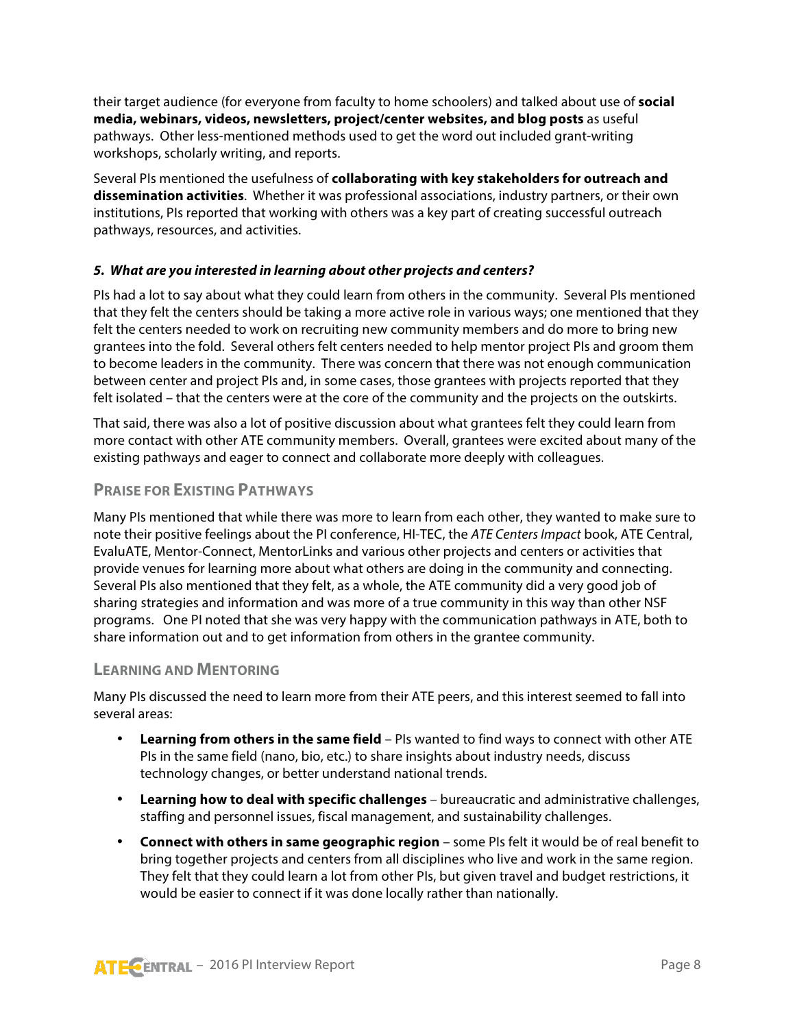their target audience (for everyone from faculty to home schoolers) and talked about use of **social media, webinars, videos, newsletters, project/center websites, and blog posts** as useful pathways. Other less-mentioned methods used to get the word out included grant-writing workshops, scholarly writing, and reports.

Several PIs mentioned the usefulness of **collaborating with key stakeholders for outreach and dissemination activities**. Whether it was professional associations, industry partners, or their own institutions, PIs reported that working with others was a key part of creating successful outreach pathways, resources, and activities.

***5. What are you interested in learning about other projects and centers?***

PIs had a lot to say about what they could learn from others in the community. Several PIs mentioned that they felt the centers should be taking a more active role in various ways; one mentioned that they felt the centers needed to work on recruiting new community members and do more to bring new grantees into the fold. Several others felt centers needed to help mentor project PIs and groom them to become leaders in the community. There was concern that there was not enough communication between center and project PIs and, in some cases, those grantees with projects reported that they felt isolated – that the centers were at the core of the community and the projects on the outskirts.

That said, there was also a lot of positive discussion about what grantees felt they could learn from more contact with other ATE community members. Overall, grantees were excited about many of the existing pathways and eager to connect and collaborate more deeply with colleagues.

### Praise for Existing Pathways

Many PIs mentioned that while there was more to learn from each other, they wanted to make sure to note their positive feelings about the PI conference, HI-TEC, the *ATE Centers Impact* book, ATE Central, EvaluATE, Mentor-Connect, MentorLinks and various other projects and centers or activities that provide venues for learning more about what others are doing in the community and connecting. Several PIs also mentioned that they felt, as a whole, the ATE community did a very good job of sharing strategies and information and was more of a true community in this way than other NSF programs. One PI noted that she was very happy with the communication pathways in ATE, both to share information out and to get information from others in the grantee community.

### Learning and Mentoring

Many PIs discussed the need to learn more from their ATE peers, and this interest seemed to fall into several areas:

- **Learning from others in the same field** – PIs wanted to find ways to connect with other ATE PIs in the same field (nano, bio, etc.) to share insights about industry needs, discuss technology changes, or better understand national trends.
- **Learning how to deal with specific challenges** – bureaucratic and administrative challenges, staffing and personnel issues, fiscal management, and sustainability challenges.
- **Connect with others in same geographic region** – some PIs felt it would be of real benefit to bring together projects and centers from all disciplines who live and work in the same region. They felt that they could learn a lot from other PIs, but given travel and budget restrictions, it would be easier to connect if it was done locally rather than nationally.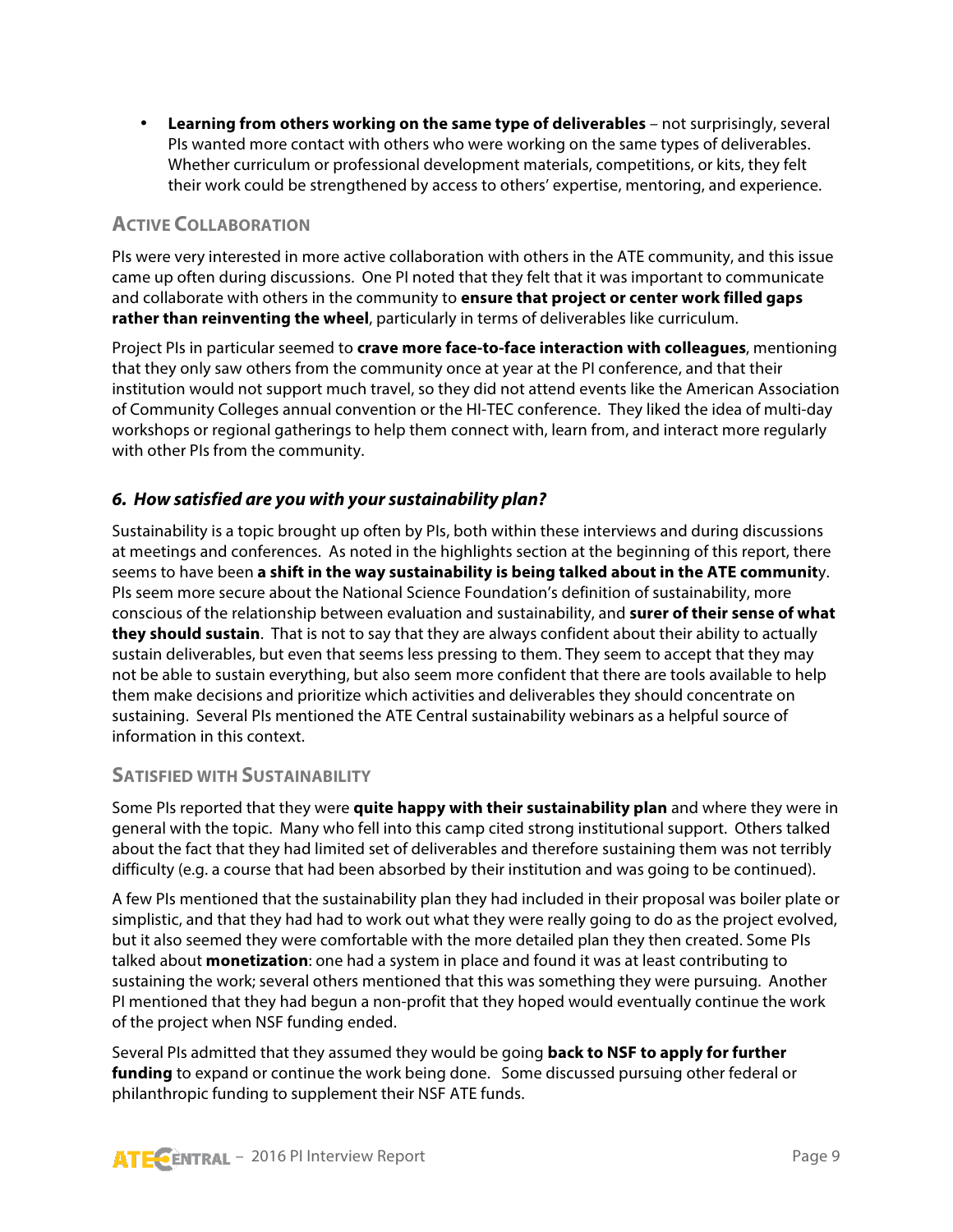- **Learning from others working on the same type of deliverables** – not surprisingly, several PIs wanted more contact with others who were working on the same types of deliverables. Whether curriculum or professional development materials, competitions, or kits, they felt their work could be strengthened by access to others' expertise, mentoring, and experience.

### Active Collaboration

PIs were very interested in more active collaboration with others in the ATE community, and this issue came up often during discussions. One PI noted that they felt that it was important to communicate and collaborate with others in the community to **ensure that project or center work filled gaps rather than reinventing the wheel**, particularly in terms of deliverables like curriculum.

Project PIs in particular seemed to **crave more face-to-face interaction with colleagues**, mentioning that they only saw others from the community once at year at the PI conference, and that their institution would not support much travel, so they did not attend events like the American Association of Community Colleges annual convention or the HI-TEC conference. They liked the idea of multi-day workshops or regional gatherings to help them connect with, learn from, and interact more regularly with other PIs from the community.

## *6. How satisfied are you with your sustainability plan?*

Sustainability is a topic brought up often by PIs, both within these interviews and during discussions at meetings and conferences. As noted in the highlights section at the beginning of this report, there seems to have been **a shift in the way sustainability is being talked about in the ATE community**. PIs seem more secure about the National Science Foundation's definition of sustainability, more conscious of the relationship between evaluation and sustainability, and **surer of their sense of what they should sustain**. That is not to say that they are always confident about their ability to actually sustain deliverables, but even that seems less pressing to them. They seem to accept that they may not be able to sustain everything, but also seem more confident that there are tools available to help them make decisions and prioritize which activities and deliverables they should concentrate on sustaining. Several PIs mentioned the ATE Central sustainability webinars as a helpful source of information in this context.

### Satisfied with Sustainability

Some PIs reported that they were **quite happy with their sustainability plan** and where they were in general with the topic. Many who fell into this camp cited strong institutional support. Others talked about the fact that they had limited set of deliverables and therefore sustaining them was not terribly difficulty (e.g. a course that had been absorbed by their institution and was going to be continued).

A few PIs mentioned that the sustainability plan they had included in their proposal was boiler plate or simplistic, and that they had had to work out what they were really going to do as the project evolved, but it also seemed they were comfortable with the more detailed plan they then created. Some PIs talked about **monetization**: one had a system in place and found it was at least contributing to sustaining the work; several others mentioned that this was something they were pursuing. Another PI mentioned that they had begun a non-profit that they hoped would eventually continue the work of the project when NSF funding ended.

Several PIs admitted that they assumed they would be going **back to NSF to apply for further funding** to expand or continue the work being done. Some discussed pursuing other federal or philanthropic funding to supplement their NSF ATE funds.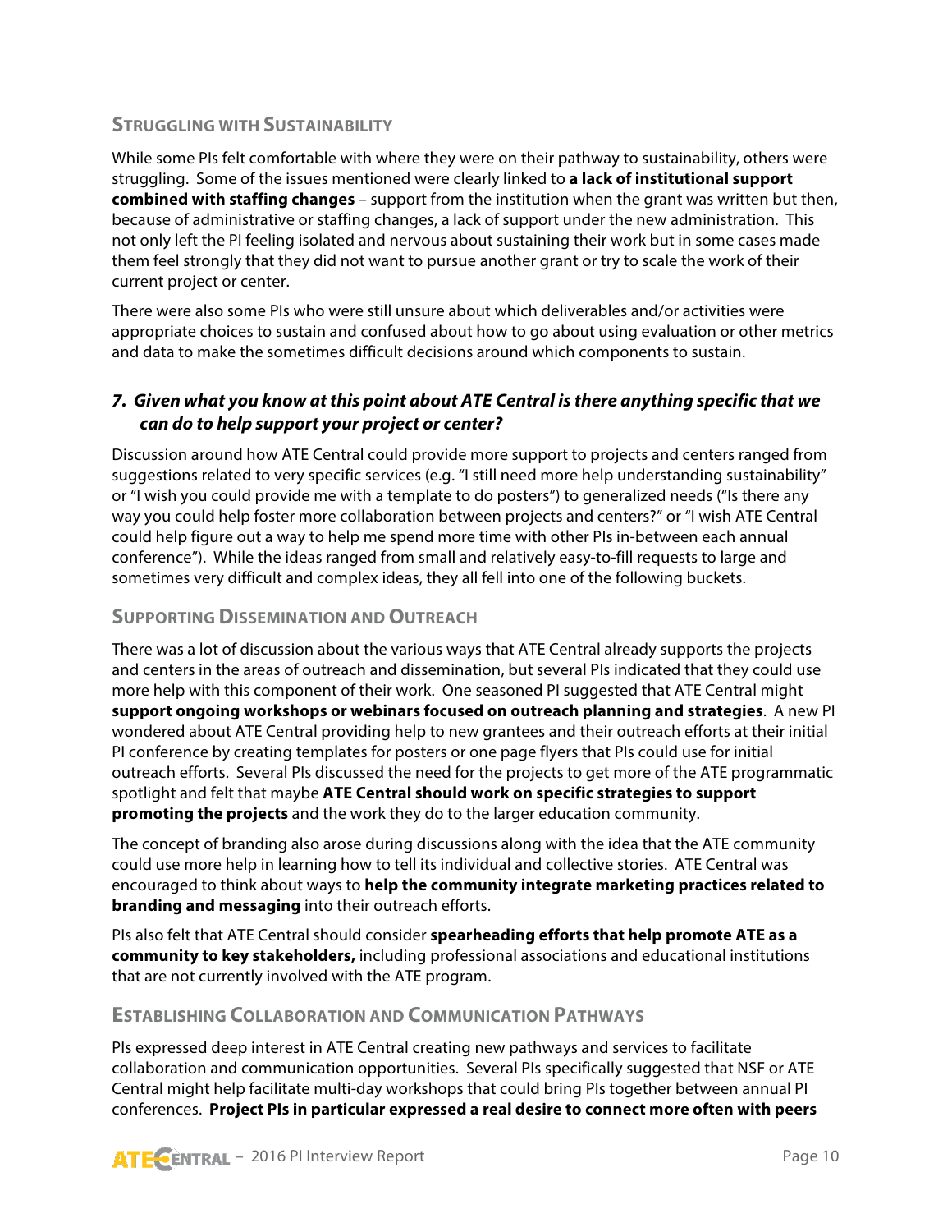### Struggling with Sustainability

While some PIs felt comfortable with where they were on their pathway to sustainability, others were struggling. Some of the issues mentioned were clearly linked to **a lack of institutional support combined with staffing changes** – support from the institution when the grant was written but then, because of administrative or staffing changes, a lack of support under the new administration. This not only left the PI feeling isolated and nervous about sustaining their work but in some cases made them feel strongly that they did not want to pursue another grant or try to scale the work of their current project or center.

There were also some PIs who were still unsure about which deliverables and/or activities were appropriate choices to sustain and confused about how to go about using evaluation or other metrics and data to make the sometimes difficult decisions around which components to sustain.

## *7. Given what you know at this point about ATE Central is there anything specific that we can do to help support your project or center?*

Discussion around how ATE Central could provide more support to projects and centers ranged from suggestions related to very specific services (e.g. "I still need more help understanding sustainability" or "I wish you could provide me with a template to do posters") to generalized needs ("Is there any way you could help foster more collaboration between projects and centers?" or "I wish ATE Central could help figure out a way to help me spend more time with other PIs in-between each annual conference"). While the ideas ranged from small and relatively easy-to-fill requests to large and sometimes very difficult and complex ideas, they all fell into one of the following buckets.

### Supporting Dissemination and Outreach

There was a lot of discussion about the various ways that ATE Central already supports the projects and centers in the areas of outreach and dissemination, but several PIs indicated that they could use more help with this component of their work. One seasoned PI suggested that ATE Central might **support ongoing workshops or webinars focused on outreach planning and strategies**. A new PI wondered about ATE Central providing help to new grantees and their outreach efforts at their initial PI conference by creating templates for posters or one page flyers that PIs could use for initial outreach efforts. Several PIs discussed the need for the projects to get more of the ATE programmatic spotlight and felt that maybe **ATE Central should work on specific strategies to support promoting the projects** and the work they do to the larger education community.

The concept of branding also arose during discussions along with the idea that the ATE community could use more help in learning how to tell its individual and collective stories. ATE Central was encouraged to think about ways to **help the community integrate marketing practices related to branding and messaging** into their outreach efforts.

PIs also felt that ATE Central should consider **spearheading efforts that help promote ATE as a community to key stakeholders,** including professional associations and educational institutions that are not currently involved with the ATE program.

### Establishing Collaboration and Communication Pathways

PIs expressed deep interest in ATE Central creating new pathways and services to facilitate collaboration and communication opportunities. Several PIs specifically suggested that NSF or ATE Central might help facilitate multi-day workshops that could bring PIs together between annual PI conferences. **Project PIs in particular expressed a real desire to connect more often with peers**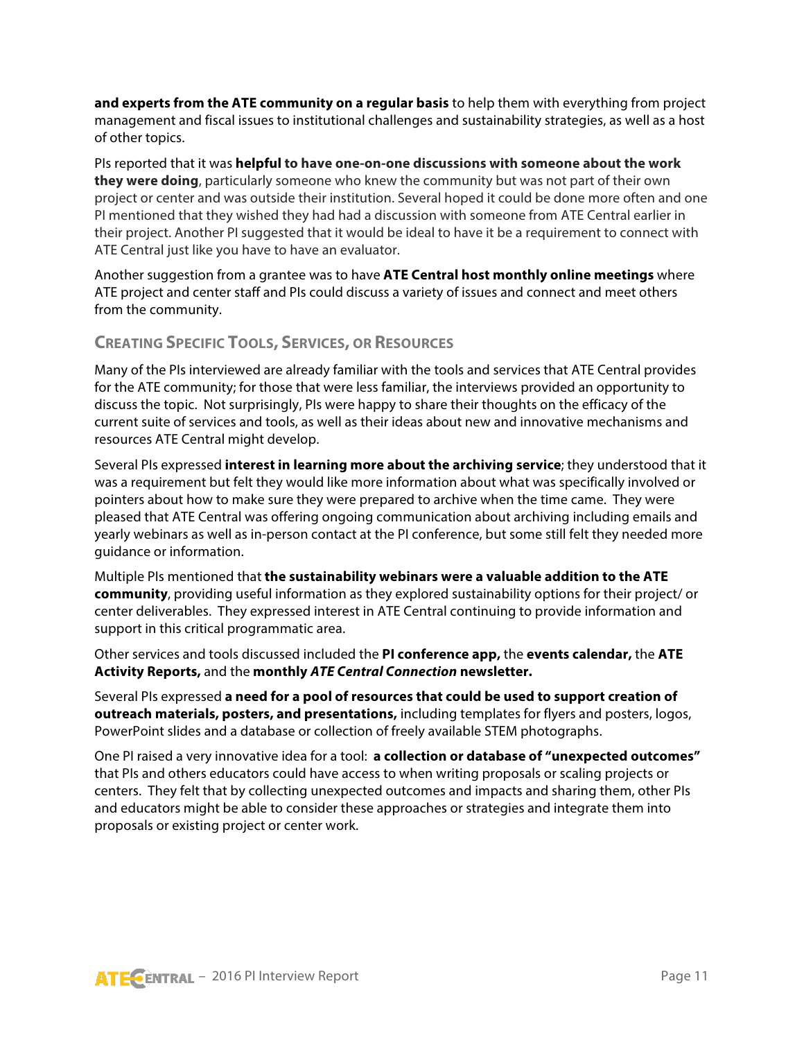**and experts from the ATE community on a regular basis** to help them with everything from project management and fiscal issues to institutional challenges and sustainability strategies, as well as a host of other topics.

PIs reported that it was **helpful to have one-on-one discussions with someone about the work they were doing**, particularly someone who knew the community but was not part of their own project or center and was outside their institution. Several hoped it could be done more often and one PI mentioned that they wished they had had a discussion with someone from ATE Central earlier in their project. Another PI suggested that it would be ideal to have it be a requirement to connect with ATE Central just like you have to have an evaluator.

Another suggestion from a grantee was to have **ATE Central host monthly online meetings** where ATE project and center staff and PIs could discuss a variety of issues and connect and meet others from the community.

### Creating Specific Tools, Services, or Resources

Many of the PIs interviewed are already familiar with the tools and services that ATE Central provides for the ATE community; for those that were less familiar, the interviews provided an opportunity to discuss the topic. Not surprisingly, PIs were happy to share their thoughts on the efficacy of the current suite of services and tools, as well as their ideas about new and innovative mechanisms and resources ATE Central might develop.

Several PIs expressed **interest in learning more about the archiving service**; they understood that it was a requirement but felt they would like more information about what was specifically involved or pointers about how to make sure they were prepared to archive when the time came. They were pleased that ATE Central was offering ongoing communication about archiving including emails and yearly webinars as well as in-person contact at the PI conference, but some still felt they needed more guidance or information.

Multiple PIs mentioned that **the sustainability webinars were a valuable addition to the ATE community**, providing useful information as they explored sustainability options for their project/ or center deliverables. They expressed interest in ATE Central continuing to provide information and support in this critical programmatic area.

Other services and tools discussed included the **PI conference app,** the **events calendar,** the **ATE Activity Reports,** and the **monthly *ATE Central Connection* newsletter.**

Several PIs expressed **a need for a pool of resources that could be used to support creation of outreach materials, posters, and presentations,** including templates for flyers and posters, logos, PowerPoint slides and a database or collection of freely available STEM photographs.

One PI raised a very innovative idea for a tool: **a collection or database of "unexpected outcomes"** that PIs and others educators could have access to when writing proposals or scaling projects or centers. They felt that by collecting unexpected outcomes and impacts and sharing them, other PIs and educators might be able to consider these approaches or strategies and integrate them into proposals or existing project or center work.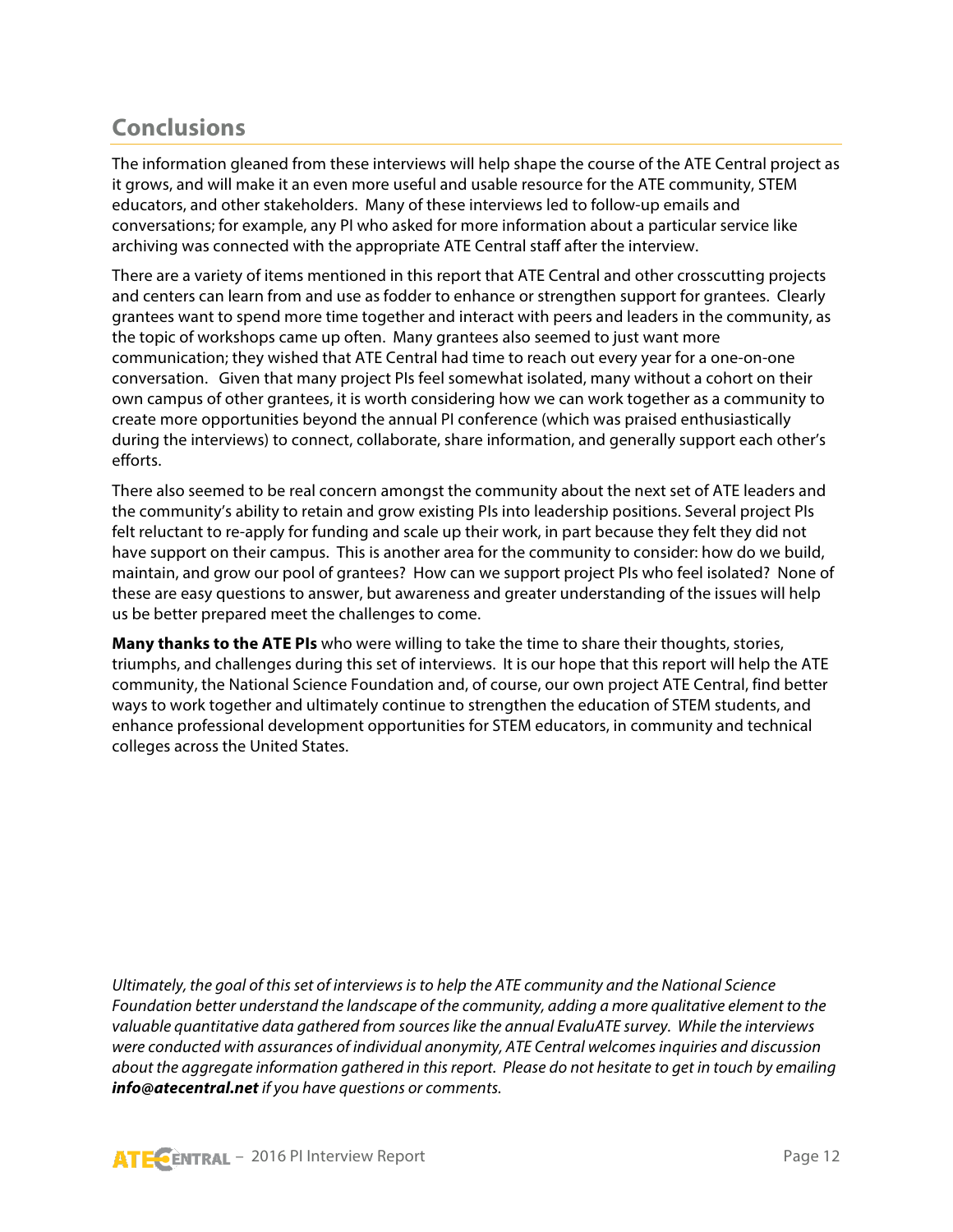## Conclusions

The information gleaned from these interviews will help shape the course of the ATE Central project as it grows, and will make it an even more useful and usable resource for the ATE community, STEM educators, and other stakeholders. Many of these interviews led to follow-up emails and conversations; for example, any PI who asked for more information about a particular service like archiving was connected with the appropriate ATE Central staff after the interview.

There are a variety of items mentioned in this report that ATE Central and other crosscutting projects and centers can learn from and use as fodder to enhance or strengthen support for grantees. Clearly grantees want to spend more time together and interact with peers and leaders in the community, as the topic of workshops came up often. Many grantees also seemed to just want more communication; they wished that ATE Central had time to reach out every year for a one-on-one conversation. Given that many project PIs feel somewhat isolated, many without a cohort on their own campus of other grantees, it is worth considering how we can work together as a community to create more opportunities beyond the annual PI conference (which was praised enthusiastically during the interviews) to connect, collaborate, share information, and generally support each other's efforts.

There also seemed to be real concern amongst the community about the next set of ATE leaders and the community's ability to retain and grow existing PIs into leadership positions. Several project PIs felt reluctant to re-apply for funding and scale up their work, in part because they felt they did not have support on their campus. This is another area for the community to consider: how do we build, maintain, and grow our pool of grantees? How can we support project PIs who feel isolated? None of these are easy questions to answer, but awareness and greater understanding of the issues will help us be better prepared meet the challenges to come.

**Many thanks to the ATE PIs** who were willing to take the time to share their thoughts, stories, triumphs, and challenges during this set of interviews. It is our hope that this report will help the ATE community, the National Science Foundation and, of course, our own project ATE Central, find better ways to work together and ultimately continue to strengthen the education of STEM students, and enhance professional development opportunities for STEM educators, in community and technical colleges across the United States.

*Ultimately, the goal of this set of interviews is to help the ATE community and the National Science Foundation better understand the landscape of the community, adding a more qualitative element to the valuable quantitative data gathered from sources like the annual EvaluATE survey. While the interviews were conducted with assurances of individual anonymity, ATE Central welcomes inquiries and discussion about the aggregate information gathered in this report. Please do not hesitate to get in touch by emailing* ***info@atecentral.net*** *if you have questions or comments.*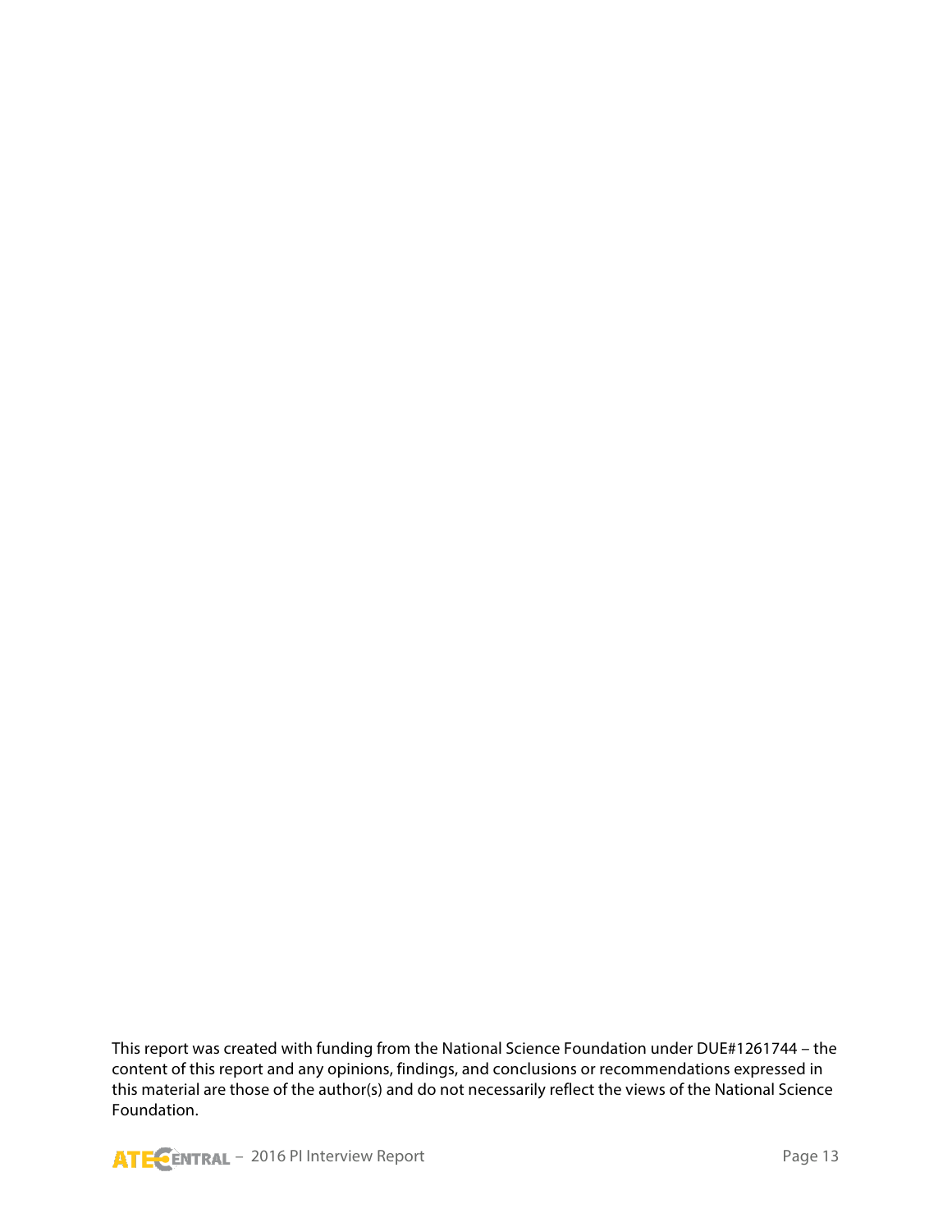This report was created with funding from the National Science Foundation under DUE#1261744 – the content of this report and any opinions, findings, and conclusions or recommendations expressed in this material are those of the author(s) and do not necessarily reflect the views of the National Science Foundation.